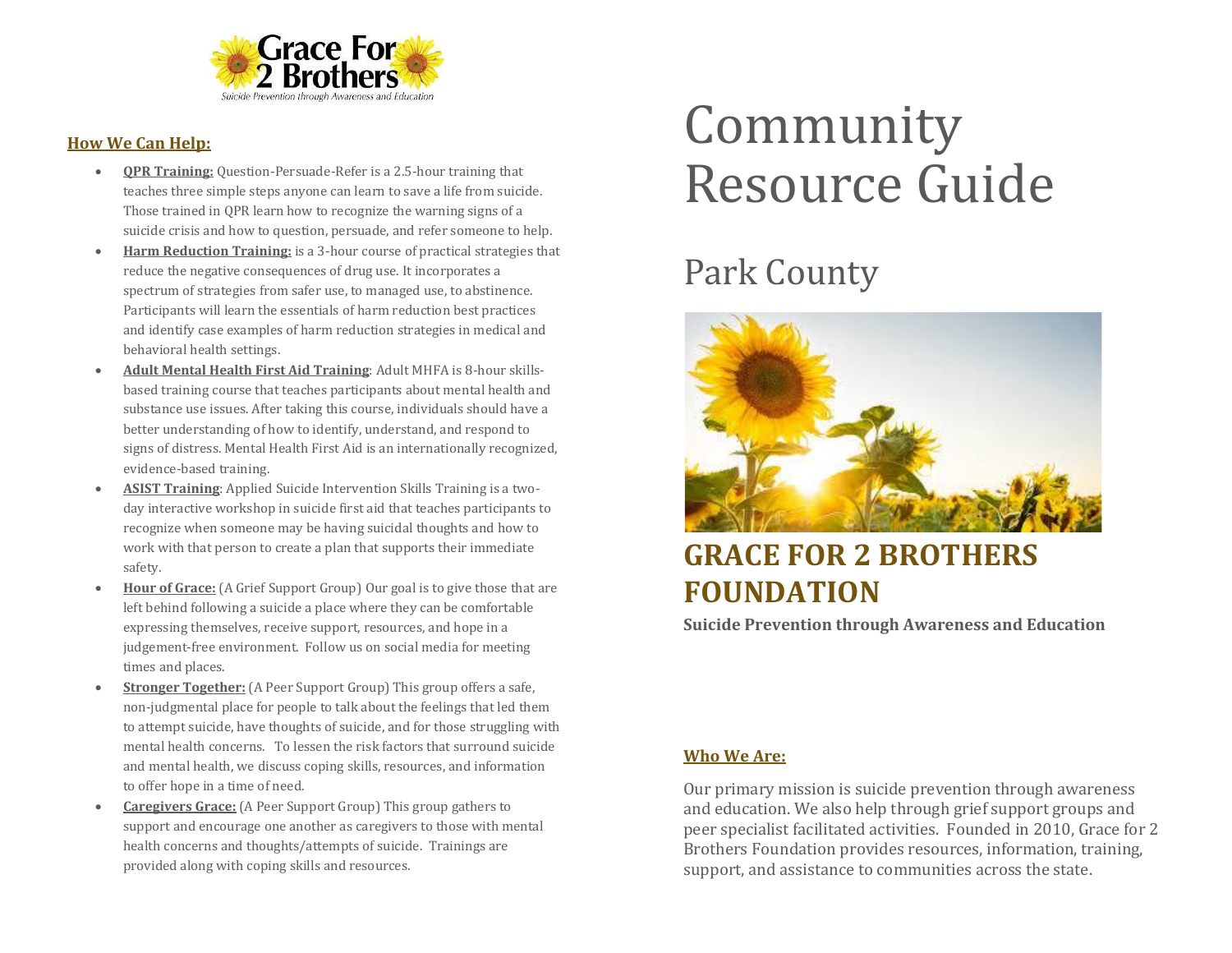Grace For 2 Brothers

*Suicide Prevention through Awareness and Education*

## How We Can Help:

- **QPR Training:** Question-Persuade-Refer is a 2.5-hour training that teaches three simple steps anyone can learn to save a life from suicide. Those trained in QPR learn how to recognize the warning signs of a suicide crisis and how to question, persuade, and refer someone to help.
- **Harm Reduction Training:** is a 3-hour course of practical strategies that reduce the negative consequences of drug use. It incorporates a spectrum of strategies from safer use, to managed use, to abstinence. Participants will learn the essentials of harm reduction best practices and identify case examples of harm reduction strategies in medical and behavioral health settings.
- **Adult Mental Health First Aid Training**: Adult MHFA is 8-hour skills-based training course that teaches participants about mental health and substance use issues. After taking this course, individuals should have a better understanding of how to identify, understand, and respond to signs of distress. Mental Health First Aid is an internationally recognized, evidence-based training.
- **ASIST Training**: Applied Suicide Intervention Skills Training is a two-day interactive workshop in suicide first aid that teaches participants to recognize when someone may be having suicidal thoughts and how to work with that person to create a plan that supports their immediate safety.
- **Hour of Grace:** (A Grief Support Group) Our goal is to give those that are left behind following a suicide a place where they can be comfortable expressing themselves, receive support, resources, and hope in a judgement-free environment. Follow us on social media for meeting times and places.
- **Stronger Together:** (A Peer Support Group) This group offers a safe, non-judgmental place for people to talk about the feelings that led them to attempt suicide, have thoughts of suicide, and for those struggling with mental health concerns. To lessen the risk factors that surround suicide and mental health, we discuss coping skills, resources, and information to offer hope in a time of need.
- **Caregivers Grace:** (A Peer Support Group) This group gathers to support and encourage one another as caregivers to those with mental health concerns and thoughts/attempts of suicide. Trainings are provided along with coping skills and resources.

# Community Resource Guide

## Park County

# GRACE FOR 2 BROTHERS FOUNDATION

**Suicide Prevention through Awareness and Education**

## Who We Are:

Our primary mission is suicide prevention through awareness and education. We also help through grief support groups and peer specialist facilitated activities. Founded in 2010, Grace for 2 Brothers Foundation provides resources, information, training, support, and assistance to communities across the state.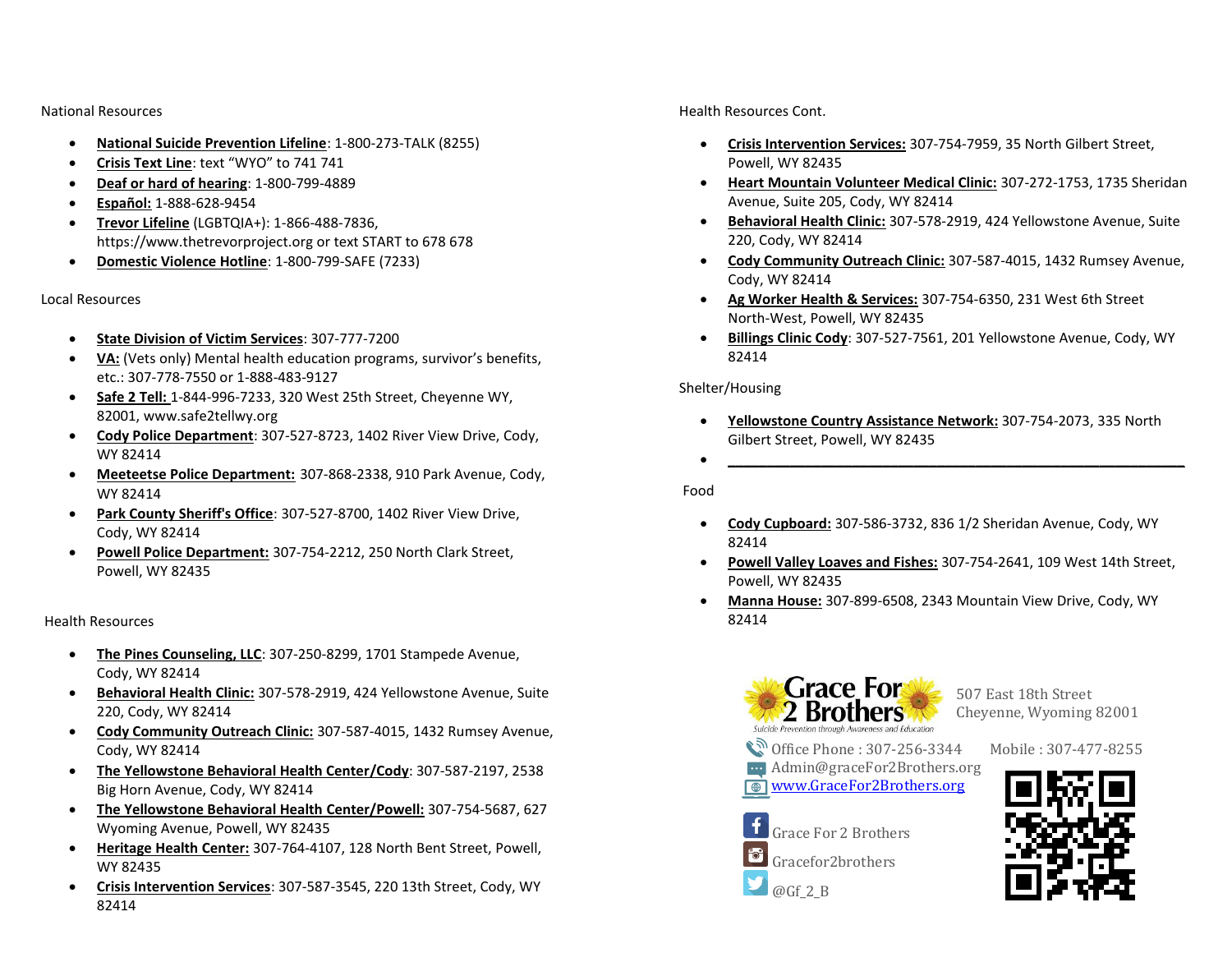National Resources

- **National Suicide Prevention Lifeline**: 1-800-273-TALK (8255)
- **Crisis Text Line**: text "WYO" to 741 741
- **Deaf or hard of hearing**: 1-800-799-4889
- **Español:** 1-888-628-9454
- **Trevor Lifeline** (LGBTQIA+): 1-866-488-7836, https://www.thetrevorproject.org or text START to 678 678
- **Domestic Violence Hotline**: 1-800-799-SAFE (7233)

Local Resources

- **State Division of Victim Services**: 307-777-7200
- **VA:** (Vets only) Mental health education programs, survivor's benefits, etc.: 307-778-7550 or 1-888-483-9127
- **Safe 2 Tell:** 1-844-996-7233, 320 West 25th Street, Cheyenne WY, 82001, www.safe2tellwy.org
- **Cody Police Department**: 307-527-8723, 1402 River View Drive, Cody, WY 82414
- **Meeteetse Police Department:** 307-868-2338, 910 Park Avenue, Cody, WY 82414
- **Park County Sheriff's Office**: 307-527-8700, 1402 River View Drive, Cody, WY 82414
- **Powell Police Department:** 307-754-2212, 250 North Clark Street, Powell, WY 82435

Health Resources

- **The Pines Counseling, LLC**: 307-250-8299, 1701 Stampede Avenue, Cody, WY 82414
- **Behavioral Health Clinic:** 307-578-2919, 424 Yellowstone Avenue, Suite 220, Cody, WY 82414
- **Cody Community Outreach Clinic:** 307-587-4015, 1432 Rumsey Avenue, Cody, WY 82414
- **The Yellowstone Behavioral Health Center/Cody**: 307-587-2197, 2538 Big Horn Avenue, Cody, WY 82414
- **The Yellowstone Behavioral Health Center/Powell:** 307-754-5687, 627 Wyoming Avenue, Powell, WY 82435
- **Heritage Health Center:** 307-764-4107, 128 North Bent Street, Powell, WY 82435
- **Crisis Intervention Services**: 307-587-3545, 220 13th Street, Cody, WY 82414

Health Resources Cont.

- **Crisis Intervention Services:** 307-754-7959, 35 North Gilbert Street, Powell, WY 82435
- **Heart Mountain Volunteer Medical Clinic:** 307-272-1753, 1735 Sheridan Avenue, Suite 205, Cody, WY 82414
- **Behavioral Health Clinic:** 307-578-2919, 424 Yellowstone Avenue, Suite 220, Cody, WY 82414
- **Cody Community Outreach Clinic:** 307-587-4015, 1432 Rumsey Avenue, Cody, WY 82414
- **Ag Worker Health & Services:** 307-754-6350, 231 West 6th Street North-West, Powell, WY 82435
- **Billings Clinic Cody**: 307-527-7561, 201 Yellowstone Avenue, Cody, WY 82414

Shelter/Housing

- **Yellowstone Country Assistance Network:** 307-754-2073, 335 North Gilbert Street, Powell, WY 82435
- ______________________________________________

Food

- **Cody Cupboard:** 307-586-3732, 836 1/2 Sheridan Avenue, Cody, WY 82414
- **Powell Valley Loaves and Fishes:** 307-754-2641, 109 West 14th Street, Powell, WY 82435
- **Manna House:** 307-899-6508, 2343 Mountain View Drive, Cody, WY 82414

**Grace For 2 Brothers**

Suicide Prevention through Awareness and Education

507 East 18th Street
Cheyenne, Wyoming 82001

Office Phone : 307-256-3344 Mobile : 307-477-8255
Admin@graceFor2Brothers.org
www.GraceFor2Brothers.org

Grace For 2 Brothers
Gracefor2brothers
@Gf_2_B